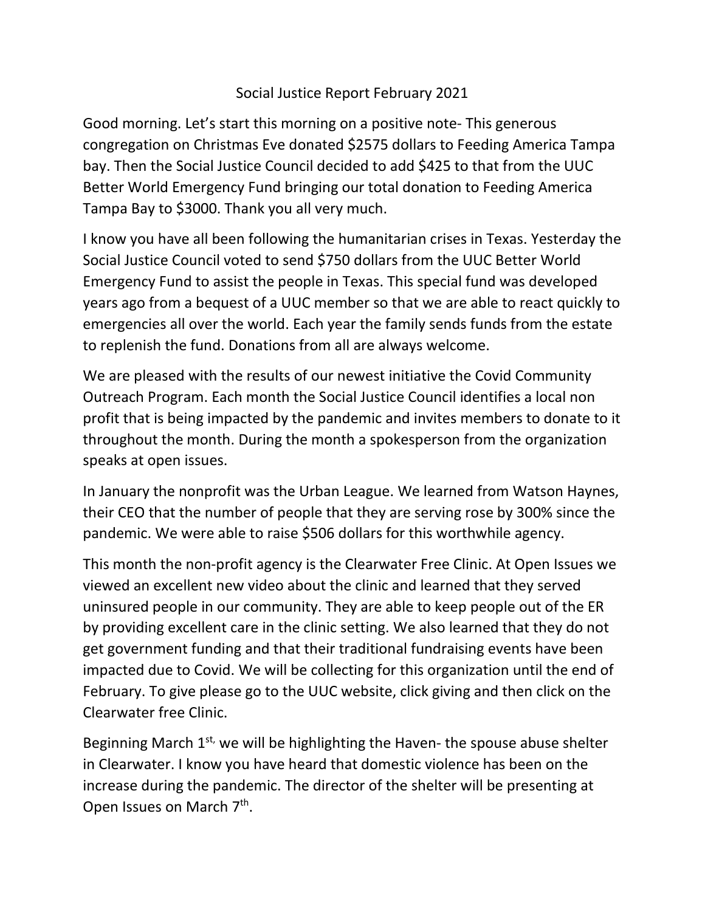# Social Justice Report February 2021

Good morning. Let's start this morning on a positive note- This generous congregation on Christmas Eve donated $2575 dollars to Feeding America Tampa bay. Then the Social Justice Council decided to add $425 to that from the UUC Better World Emergency Fund bringing our total donation to Feeding America Tampa Bay to $3000. Thank you all very much.

I know you have all been following the humanitarian crises in Texas. Yesterday the Social Justice Council voted to send $750 dollars from the UUC Better World Emergency Fund to assist the people in Texas. This special fund was developed years ago from a bequest of a UUC member so that we are able to react quickly to emergencies all over the world. Each year the family sends funds from the estate to replenish the fund. Donations from all are always welcome.

We are pleased with the results of our newest initiative the Covid Community Outreach Program. Each month the Social Justice Council identifies a local non profit that is being impacted by the pandemic and invites members to donate to it throughout the month. During the month a spokesperson from the organization speaks at open issues.

In January the nonprofit was the Urban League. We learned from Watson Haynes, their CEO that the number of people that they are serving rose by 300% since the pandemic. We were able to raise $506 dollars for this worthwhile agency.

This month the non-profit agency is the Clearwater Free Clinic. At Open Issues we viewed an excellent new video about the clinic and learned that they served uninsured people in our community. They are able to keep people out of the ER by providing excellent care in the clinic setting. We also learned that they do not get government funding and that their traditional fundraising events have been impacted due to Covid. We will be collecting for this organization until the end of February. To give please go to the UUC website, click giving and then click on the Clearwater free Clinic.

Beginning March 1st, we will be highlighting the Haven- the spouse abuse shelter in Clearwater. I know you have heard that domestic violence has been on the increase during the pandemic. The director of the shelter will be presenting at Open Issues on March 7th.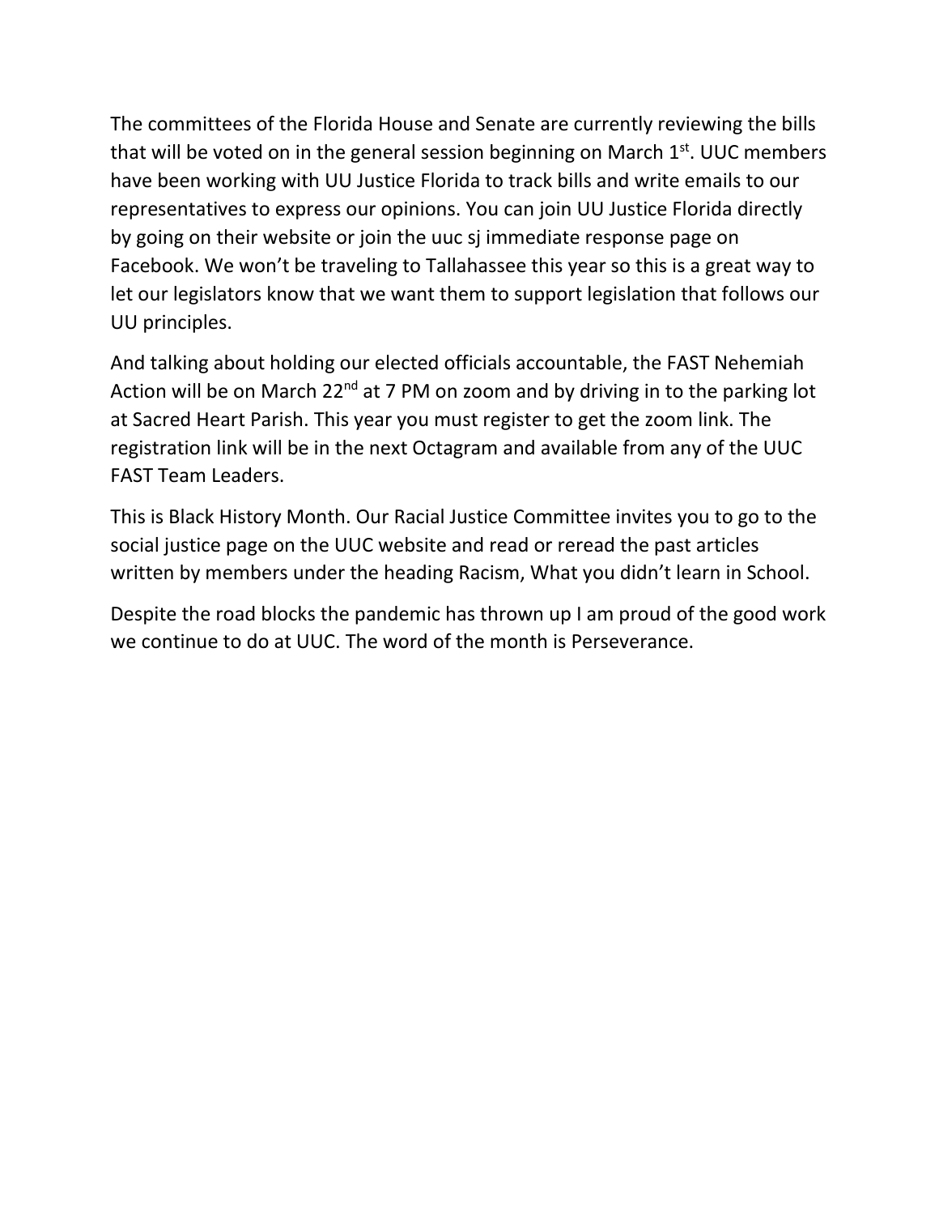The committees of the Florida House and Senate are currently reviewing the bills that will be voted on in the general session beginning on March 1st. UUC members have been working with UU Justice Florida to track bills and write emails to our representatives to express our opinions. You can join UU Justice Florida directly by going on their website or join the uuc sj immediate response page on Facebook. We won't be traveling to Tallahassee this year so this is a great way to let our legislators know that we want them to support legislation that follows our UU principles.

And talking about holding our elected officials accountable, the FAST Nehemiah Action will be on March 22nd at 7 PM on zoom and by driving in to the parking lot at Sacred Heart Parish. This year you must register to get the zoom link. The registration link will be in the next Octagram and available from any of the UUC FAST Team Leaders.

This is Black History Month. Our Racial Justice Committee invites you to go to the social justice page on the UUC website and read or reread the past articles written by members under the heading Racism, What you didn't learn in School.

Despite the road blocks the pandemic has thrown up I am proud of the good work we continue to do at UUC. The word of the month is Perseverance.